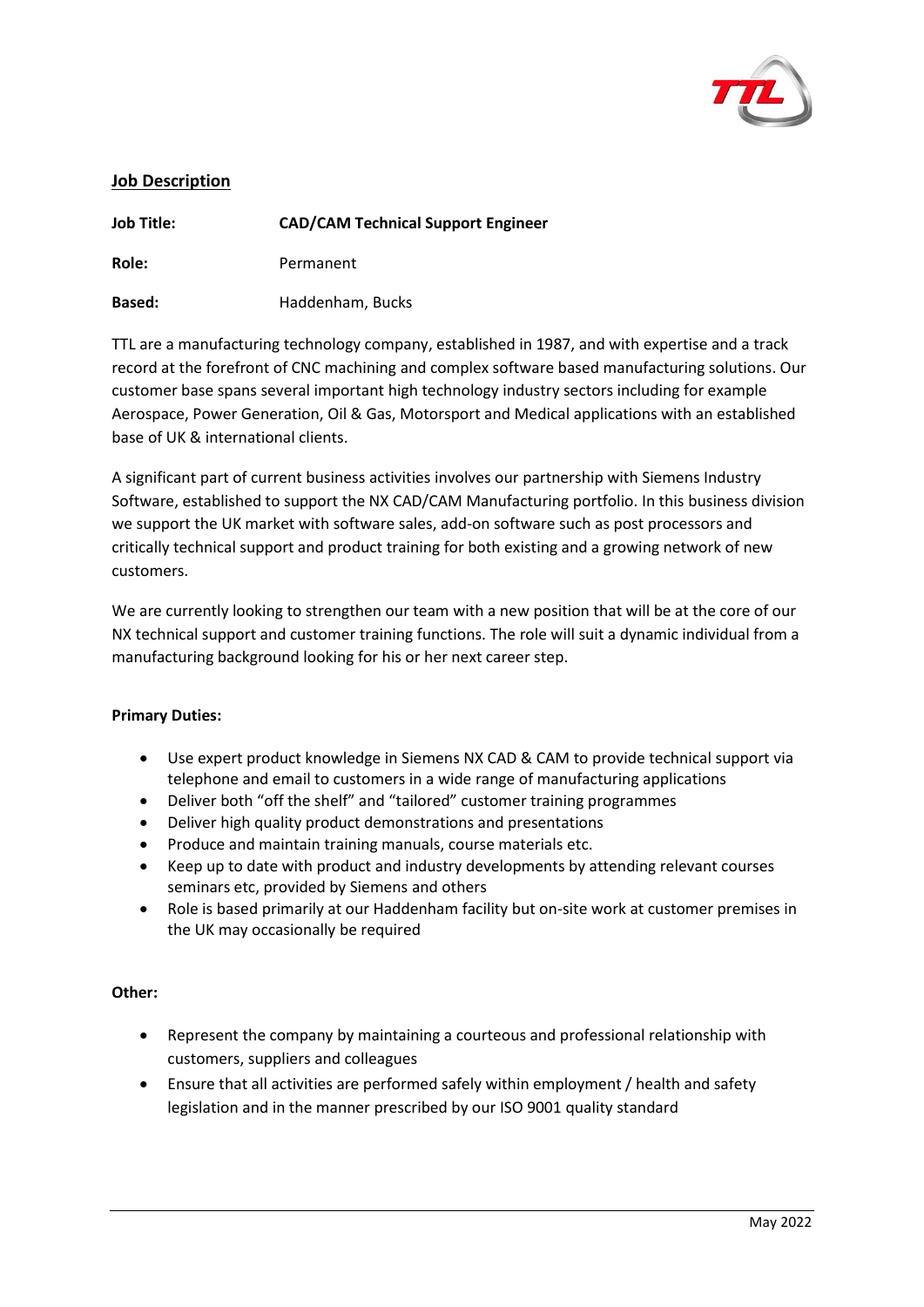## Job Description

**Job Title:** **CAD/CAM Technical Support Engineer**

**Role:** Permanent

**Based:** Haddenham, Bucks

TTL are a manufacturing technology company, established in 1987, and with expertise and a track record at the forefront of CNC machining and complex software based manufacturing solutions. Our customer base spans several important high technology industry sectors including for example Aerospace, Power Generation, Oil & Gas, Motorsport and Medical applications with an established base of UK & international clients.

A significant part of current business activities involves our partnership with Siemens Industry Software, established to support the NX CAD/CAM Manufacturing portfolio. In this business division we support the UK market with software sales, add-on software such as post processors and critically technical support and product training for both existing and a growing network of new customers.

We are currently looking to strengthen our team with a new position that will be at the core of our NX technical support and customer training functions. The role will suit a dynamic individual from a manufacturing background looking for his or her next career step.

**Primary Duties:**

- Use expert product knowledge in Siemens NX CAD & CAM to provide technical support via telephone and email to customers in a wide range of manufacturing applications
- Deliver both "off the shelf" and "tailored" customer training programmes
- Deliver high quality product demonstrations and presentations
- Produce and maintain training manuals, course materials etc.
- Keep up to date with product and industry developments by attending relevant courses seminars etc, provided by Siemens and others
- Role is based primarily at our Haddenham facility but on-site work at customer premises in the UK may occasionally be required

**Other:**

- Represent the company by maintaining a courteous and professional relationship with customers, suppliers and colleagues
- Ensure that all activities are performed safely within employment / health and safety legislation and in the manner prescribed by our ISO 9001 quality standard

May 2022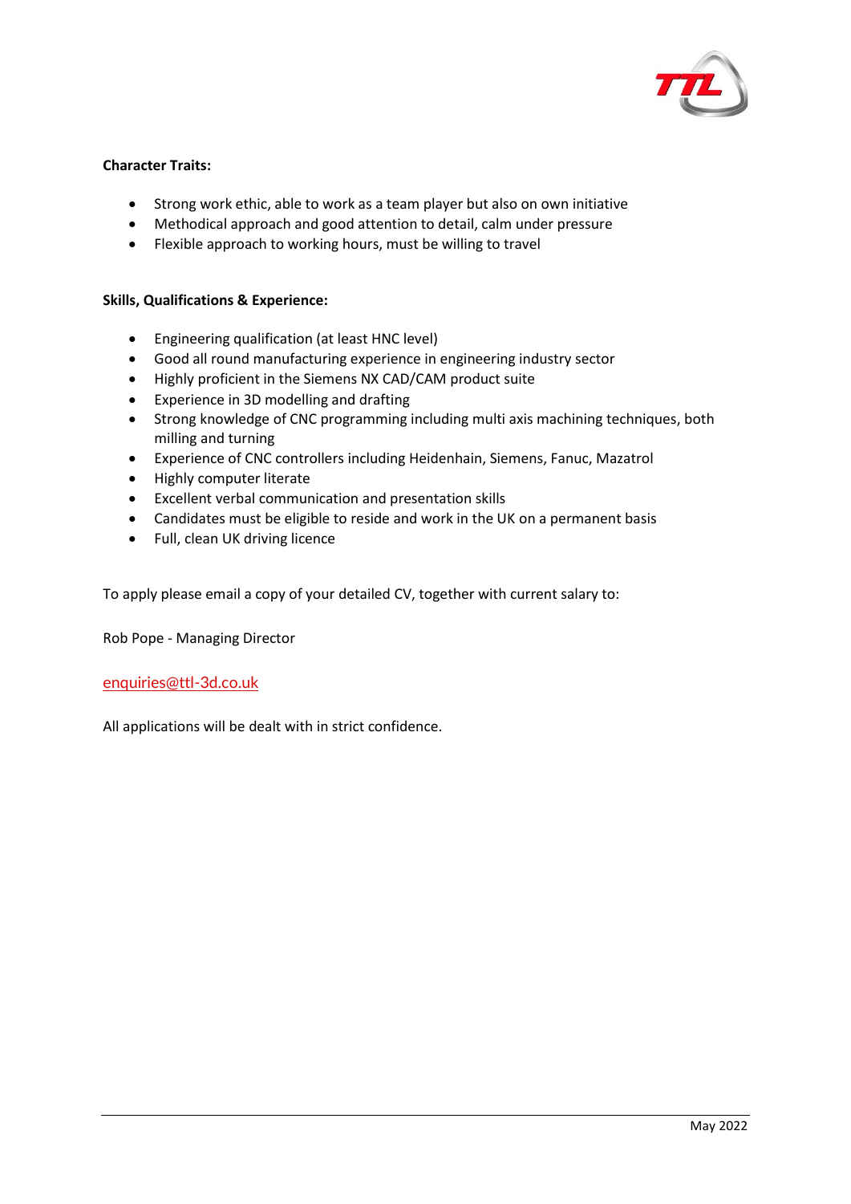**Character Traits:**

- Strong work ethic, able to work as a team player but also on own initiative
- Methodical approach and good attention to detail, calm under pressure
- Flexible approach to working hours, must be willing to travel

**Skills, Qualifications & Experience:**

- Engineering qualification (at least HNC level)
- Good all round manufacturing experience in engineering industry sector
- Highly proficient in the Siemens NX CAD/CAM product suite
- Experience in 3D modelling and drafting
- Strong knowledge of CNC programming including multi axis machining techniques, both milling and turning
- Experience of CNC controllers including Heidenhain, Siemens, Fanuc, Mazatrol
- Highly computer literate
- Excellent verbal communication and presentation skills
- Candidates must be eligible to reside and work in the UK on a permanent basis
- Full, clean UK driving licence

To apply please email a copy of your detailed CV, together with current salary to:

Rob Pope - Managing Director

enquiries@ttl-3d.co.uk

All applications will be dealt with in strict confidence.